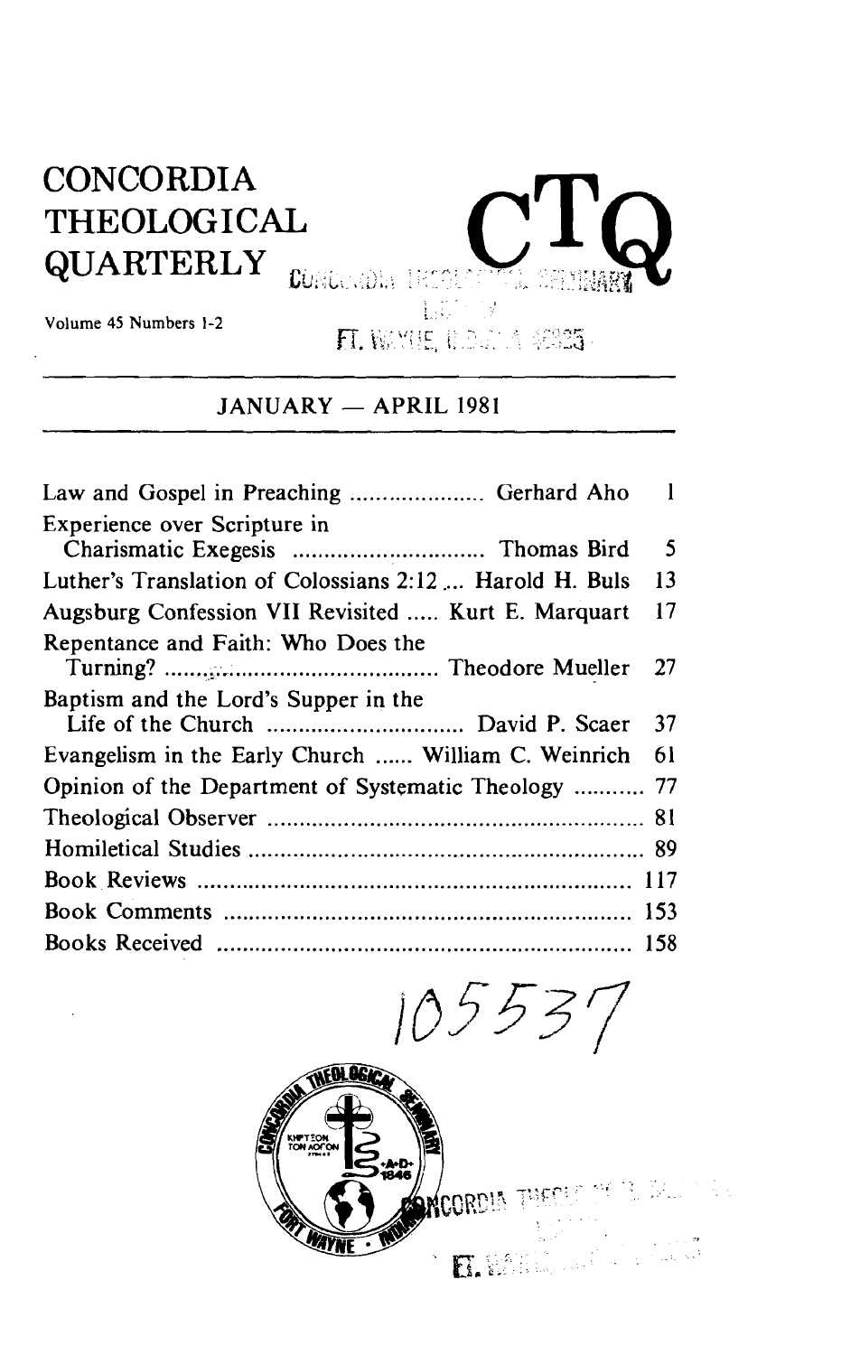# CONCORDIA THEOLOGICAL QUARTERLY

# CTQ

Volume 45 Numbers 1-2

## JANUARY — APRIL 1981

| | | |
|---|---|---|
| Law and Gospel in Preaching | Gerhard Aho | 1 |
| Experience over Scripture in Charismatic Exegesis | Thomas Bird | 5 |
| Luther's Translation of Colossians 2:12 | Harold H. Buls | 13 |
| Augsburg Confession VII Revisited | Kurt E. Marquart | 17 |
| Repentance and Faith: Who Does the Turning? | Theodore Mueller | 27 |
| Baptism and the Lord's Supper in the Life of the Church | David P. Scaer | 37 |
| Evangelism in the Early Church | William C. Weinrich | 61 |
| Opinion of the Department of Systematic Theology | | 77 |
| Theological Observer | | 81 |
| Homiletical Studies | | 89 |
| Book Reviews | | 117 |
| Book Comments | | 153 |
| Books Received | | 158 |

105537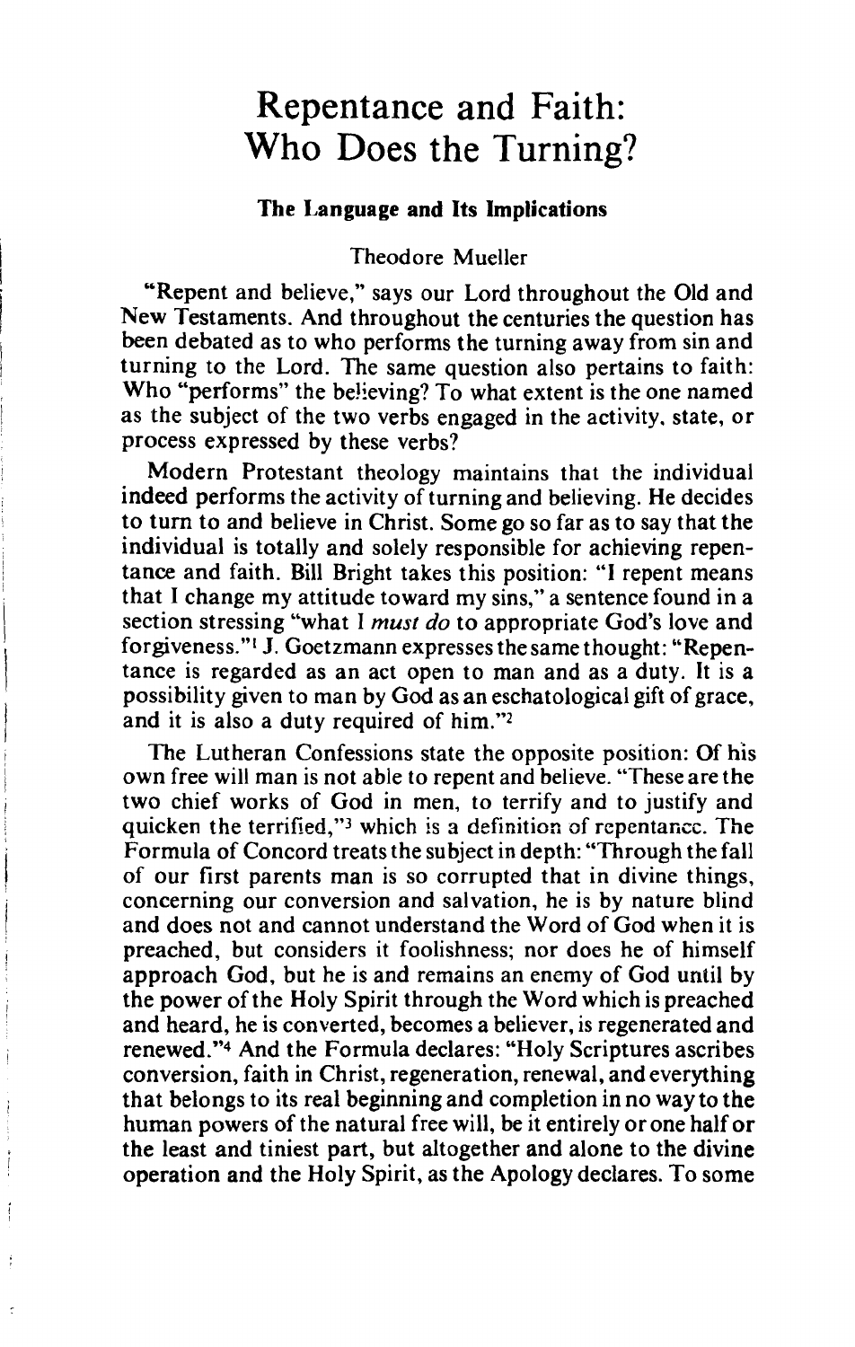# Repentance and Faith: Who Does the Turning?

### The Language and Its Implications

Theodore Mueller

"Repent and believe," says our Lord throughout the Old and New Testaments. And throughout the centuries the question has been debated as to who performs the turning away from sin and turning to the Lord. The same question also pertains to faith: Who "performs" the believing? To what extent is the one named as the subject of the two verbs engaged in the activity, state, or process expressed by these verbs?

Modern Protestant theology maintains that the individual indeed performs the activity of turning and believing. He decides to turn to and believe in Christ. Some go so far as to say that the individual is totally and solely responsible for achieving repentance and faith. Bill Bright takes this position: "I repent means that I change my attitude toward my sins," a sentence found in a section stressing "what I *must do* to appropriate God's love and forgiveness."[1] J. Goetzmann expresses the same thought: "Repentance is regarded as an act open to man and as a duty. It is a possibility given to man by God as an eschatological gift of grace, and it is also a duty required of him."[2]

The Lutheran Confessions state the opposite position: Of his own free will man is not able to repent and believe. "These are the two chief works of God in men, to terrify and to justify and quicken the terrified,"[3] which is a definition of repentance. The Formula of Concord treats the subject in depth: "Through the fall of our first parents man is so corrupted that in divine things, concerning our conversion and salvation, he is by nature blind and does not and cannot understand the Word of God when it is preached, but considers it foolishness; nor does he of himself approach God, but he is and remains an enemy of God until by the power of the Holy Spirit through the Word which is preached and heard, he is converted, becomes a believer, is regenerated and renewed."[4] And the Formula declares: "Holy Scriptures ascribes conversion, faith in Christ, regeneration, renewal, and everything that belongs to its real beginning and completion in no way to the human powers of the natural free will, be it entirely or one half or the least and tiniest part, but altogether and alone to the divine operation and the Holy Spirit, as the Apology declares. To some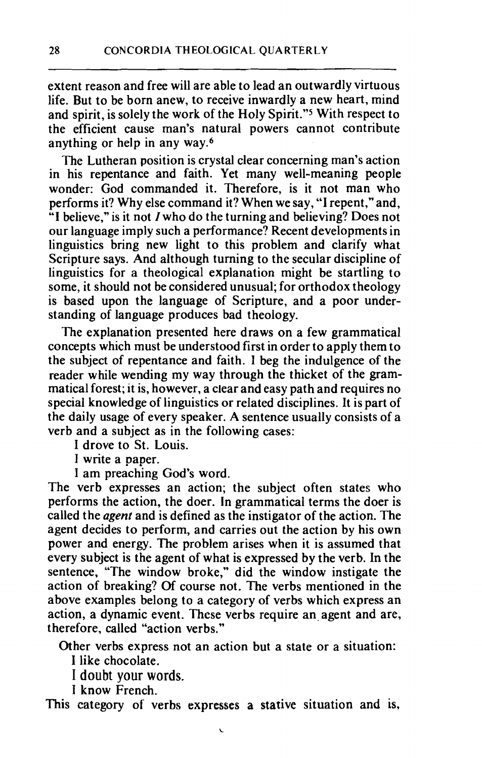extent reason and free will are able to lead an outwardly virtuous life. But to be born anew, to receive inwardly a new heart, mind and spirit, is solely the work of the Holy Spirit."[5] With respect to the efficient cause man's natural powers cannot contribute anything or help in any way.[6]

The Lutheran position is crystal clear concerning man's action in his repentance and faith. Yet many well-meaning people wonder: God commanded it. Therefore, is it not man who performs it? Why else command it? When we say, "I repent," and, "I believe," is it not *I* who do the turning and believing? Does not our language imply such a performance? Recent developments in linguistics bring new light to this problem and clarify what Scripture says. And although turning to the secular discipline of linguistics for a theological explanation might be startling to some, it should not be considered unusual; for orthodox theology is based upon the language of Scripture, and a poor understanding of language produces bad theology.

The explanation presented here draws on a few grammatical concepts which must be understood first in order to apply them to the subject of repentance and faith. I beg the indulgence of the reader while wending my way through the thicket of the grammatical forest; it is, however, a clear and easy path and requires no special knowledge of linguistics or related disciplines. It is part of the daily usage of every speaker. A sentence usually consists of a verb and a subject as in the following cases:

I drove to St. Louis.  
I write a paper.  
I am preaching God's word.

The verb expresses an action; the subject often states who performs the action, the doer. In grammatical terms the doer is called the *agent* and is defined as the instigator of the action. The agent decides to perform, and carries out the action by his own power and energy. The problem arises when it is assumed that every subject is the agent of what is expressed by the verb. In the sentence, "The window broke," did the window instigate the action of breaking? Of course not. The verbs mentioned in the above examples belong to a category of verbs which express an action, a dynamic event. These verbs require an agent and are, therefore, called "action verbs."

Other verbs express not an action but a state or a situation:

I like chocolate.  
I doubt your words.  
I know French.

This category of verbs expresses a stative situation and is,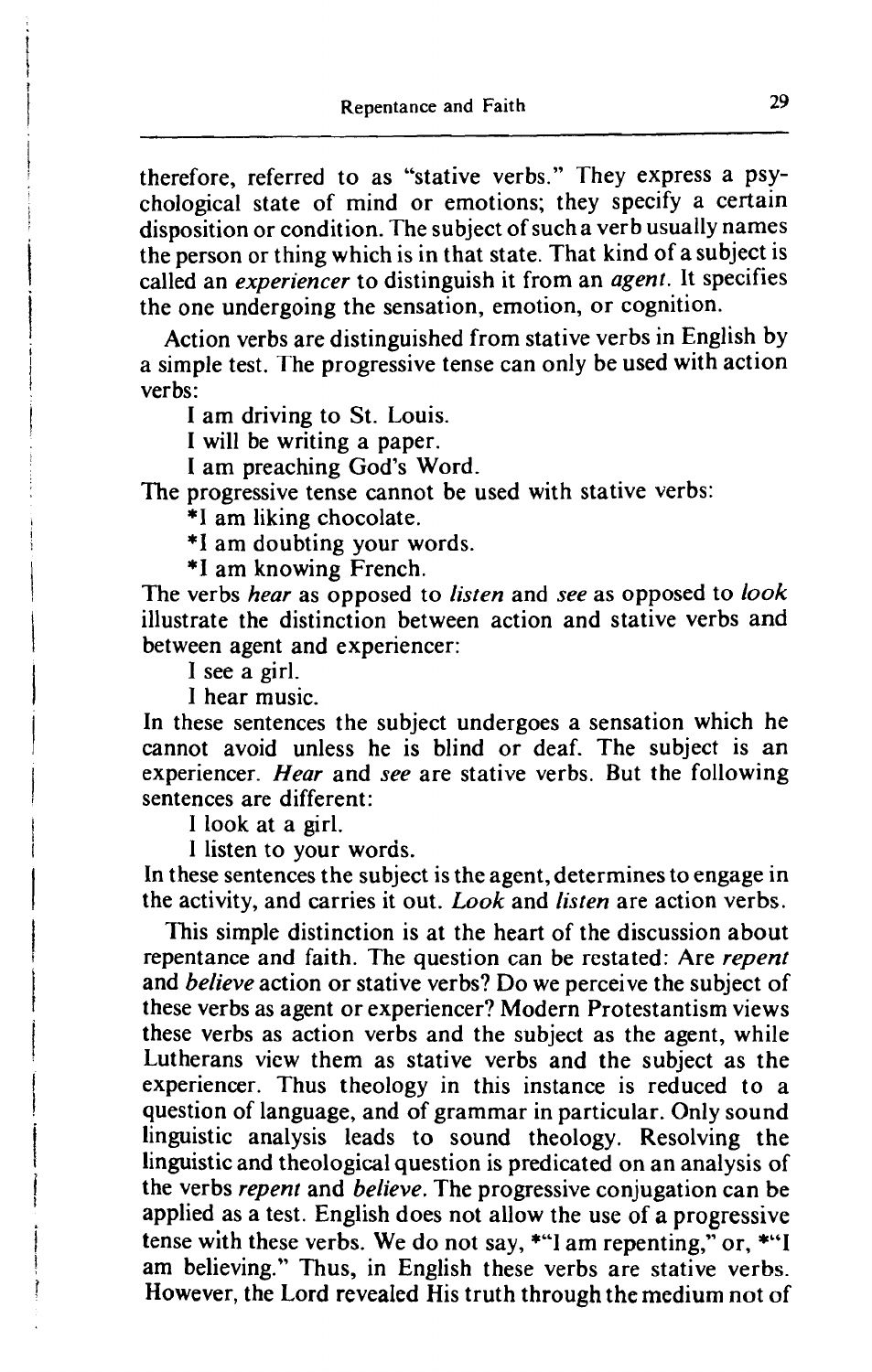therefore, referred to as "stative verbs." They express a psychological state of mind or emotions; they specify a certain disposition or condition. The subject of such a verb usually names the person or thing which is in that state. That kind of a subject is called an *experiencer* to distinguish it from an *agent*. It specifies the one undergoing the sensation, emotion, or cognition.

Action verbs are distinguished from stative verbs in English by a simple test. The progressive tense can only be used with action verbs:

I am driving to St. Louis.
I will be writing a paper.
I am preaching God's Word.

The progressive tense cannot be used with stative verbs:

*I am liking chocolate.
*I am doubting your words.
*I am knowing French.

The verbs *hear* as opposed to *listen* and *see* as opposed to *look* illustrate the distinction between action and stative verbs and between agent and experiencer:

I see a girl.
I hear music.

In these sentences the subject undergoes a sensation which he cannot avoid unless he is blind or deaf. The subject is an experiencer. *Hear* and *see* are stative verbs. But the following sentences are different:

I look at a girl.
I listen to your words.

In these sentences the subject is the agent, determines to engage in the activity, and carries it out. *Look* and *listen* are action verbs.

This simple distinction is at the heart of the discussion about repentance and faith. The question can be restated: Are *repent* and *believe* action or stative verbs? Do we perceive the subject of these verbs as agent or experiencer? Modern Protestantism views these verbs as action verbs and the subject as the agent, while Lutherans view them as stative verbs and the subject as the experiencer. Thus theology in this instance is reduced to a question of language, and of grammar in particular. Only sound linguistic analysis leads to sound theology. Resolving the linguistic and theological question is predicated on an analysis of the verbs *repent* and *believe*. The progressive conjugation can be applied as a test. English does not allow the use of a progressive tense with these verbs. We do not say, *"I am repenting," or, *"I am believing." Thus, in English these verbs are stative verbs. However, the Lord revealed His truth through the medium not of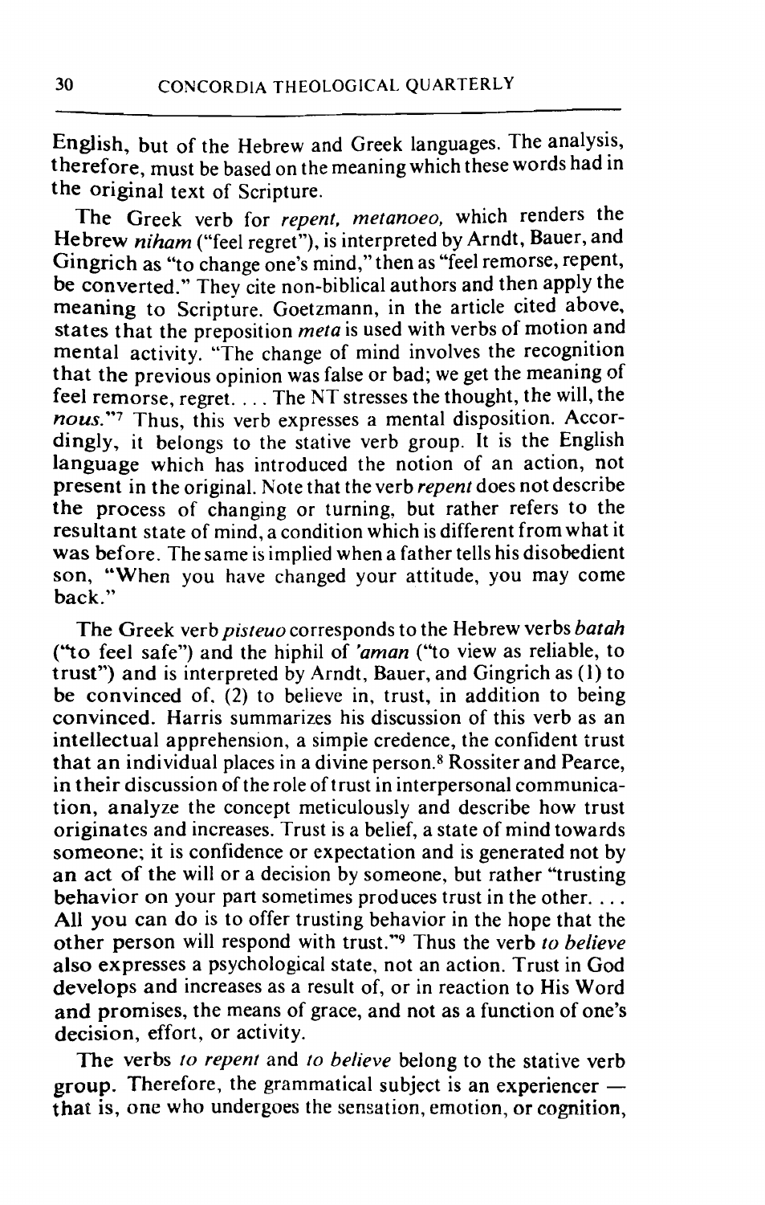English, but of the Hebrew and Greek languages. The analysis, therefore, must be based on the meaning which these words had in the original text of Scripture.

The Greek verb for *repent, metanoeo,* which renders the Hebrew *niham* ("feel regret"), is interpreted by Arndt, Bauer, and Gingrich as "to change one's mind," then as "feel remorse, repent, be converted." They cite non-biblical authors and then apply the meaning to Scripture. Goetzmann, in the article cited above, states that the preposition *meta* is used with verbs of motion and mental activity. "The change of mind involves the recognition that the previous opinion was false or bad; we get the meaning of feel remorse, regret. . . . The NT stresses the thought, the will, the *nous.*"[7] Thus, this verb expresses a mental disposition. Accordingly, it belongs to the stative verb group. It is the English language which has introduced the notion of an action, not present in the original. Note that the verb *repent* does not describe the process of changing or turning, but rather refers to the resultant state of mind, a condition which is different from what it was before. The same is implied when a father tells his disobedient son, "When you have changed your attitude, you may come back."

The Greek verb *pisteuo* corresponds to the Hebrew verbs *batah* ("to feel safe") and the hiphil of *'aman* ("to view as reliable, to trust") and is interpreted by Arndt, Bauer, and Gingrich as (1) to be convinced of, (2) to believe in, trust, in addition to being convinced. Harris summarizes his discussion of this verb as an intellectual apprehension, a simple credence, the confident trust that an individual places in a divine person.[8] Rossiter and Pearce, in their discussion of the role of trust in interpersonal communication, analyze the concept meticulously and describe how trust originates and increases. Trust is a belief, a state of mind towards someone; it is confidence or expectation and is generated not by an act of the will or a decision by someone, but rather "trusting behavior on your part sometimes produces trust in the other. . . . All you can do is to offer trusting behavior in the hope that the other person will respond with trust."[9] Thus the verb *to believe* also expresses a psychological state, not an action. Trust in God develops and increases as a result of, or in reaction to His Word and promises, the means of grace, and not as a function of one's decision, effort, or activity.

The verbs *to repent* and *to believe* belong to the stative verb group. Therefore, the grammatical subject is an experiencer — that is, one who undergoes the sensation, emotion, or cognition,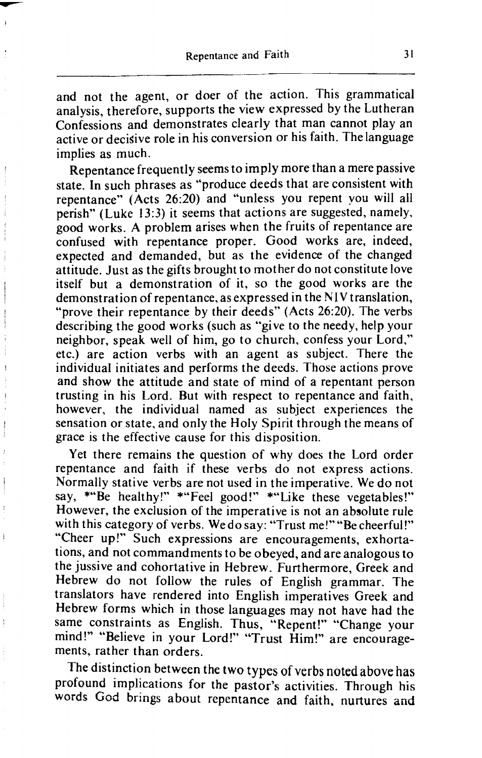and not the agent, or doer of the action. This grammatical analysis, therefore, supports the view expressed by the Lutheran Confessions and demonstrates clearly that man cannot play an active or decisive role in his conversion or his faith. The language implies as much.

Repentance frequently seems to imply more than a mere passive state. In such phrases as "produce deeds that are consistent with repentance" (Acts 26:20) and "unless you repent you will all perish" (Luke 13:3) it seems that actions are suggested, namely, good works. A problem arises when the fruits of repentance are confused with repentance proper. Good works are, indeed, expected and demanded, but as the evidence of the changed attitude. Just as the gifts brought to mother do not constitute love itself but a demonstration of it, so the good works are the demonstration of repentance, as expressed in the NIV translation, "prove their repentance by their deeds" (Acts 26:20). The verbs describing the good works (such as "give to the needy, help your neighbor, speak well of him, go to church, confess your Lord," etc.) are action verbs with an agent as subject. There the individual initiates and performs the deeds. Those actions prove and show the attitude and state of mind of a repentant person trusting in his Lord. But with respect to repentance and faith, however, the individual named as subject experiences the sensation or state, and only the Holy Spirit through the means of grace is the effective cause for this disposition.

Yet there remains the question of why does the Lord order repentance and faith if these verbs do not express actions. Normally stative verbs are not used in the imperative. We do not say, *"Be healthy!" *"Feel good!" *"Like these vegetables!" However, the exclusion of the imperative is not an absolute rule with this category of verbs. We do say: "Trust me!" "Be cheerful!" "Cheer up!" Such expressions are encouragements, exhortations, and not commandments to be obeyed, and are analogous to the jussive and cohortative in Hebrew. Furthermore, Greek and Hebrew do not follow the rules of English grammar. The translators have rendered into English imperatives Greek and Hebrew forms which in those languages may not have had the same constraints as English. Thus, "Repent!" "Change your mind!" "Believe in your Lord!" "Trust Him!" are encouragements, rather than orders.

The distinction between the two types of verbs noted above has profound implications for the pastor's activities. Through his words God brings about repentance and faith, nurtures and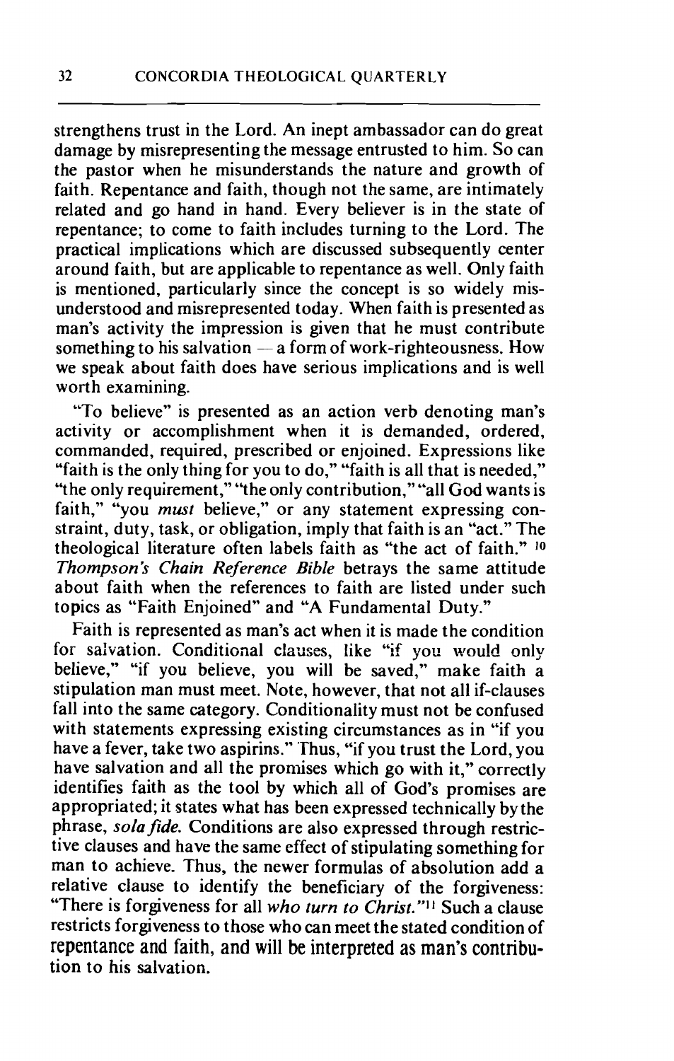strengthens trust in the Lord. An inept ambassador can do great damage by misrepresenting the message entrusted to him. So can the pastor when he misunderstands the nature and growth of faith. Repentance and faith, though not the same, are intimately related and go hand in hand. Every believer is in the state of repentance; to come to faith includes turning to the Lord. The practical implications which are discussed subsequently center around faith, but are applicable to repentance as well. Only faith is mentioned, particularly since the concept is so widely misunderstood and misrepresented today. When faith is presented as man's activity the impression is given that he must contribute something to his salvation — a form of work-righteousness. How we speak about faith does have serious implications and is well worth examining.

"To believe" is presented as an action verb denoting man's activity or accomplishment when it is demanded, ordered, commanded, required, prescribed or enjoined. Expressions like "faith is the only thing for you to do," "faith is all that is needed," "the only requirement," "the only contribution," "all God wants is faith," "you *must* believe," or any statement expressing constraint, duty, task, or obligation, imply that faith is an "act." The theological literature often labels faith as "the act of faith." [10] *Thompson's Chain Reference Bible* betrays the same attitude about faith when the references to faith are listed under such topics as "Faith Enjoined" and "A Fundamental Duty."

Faith is represented as man's act when it is made the condition for salvation. Conditional clauses, like "if you would only believe," "if you believe, you will be saved," make faith a stipulation man must meet. Note, however, that not all if-clauses fall into the same category. Conditionality must not be confused with statements expressing existing circumstances as in "if you have a fever, take two aspirins." Thus, "if you trust the Lord, you have salvation and all the promises which go with it," correctly identifies faith as the tool by which all of God's promises are appropriated; it states what has been expressed technically by the phrase, *sola fide.* Conditions are also expressed through restrictive clauses and have the same effect of stipulating something for man to achieve. Thus, the newer formulas of absolution add a relative clause to identify the beneficiary of the forgiveness: "There is forgiveness for all *who turn to Christ.*"[11] Such a clause restricts forgiveness to those who can meet the stated condition of repentance and faith, and will be interpreted as man's contribution to his salvation.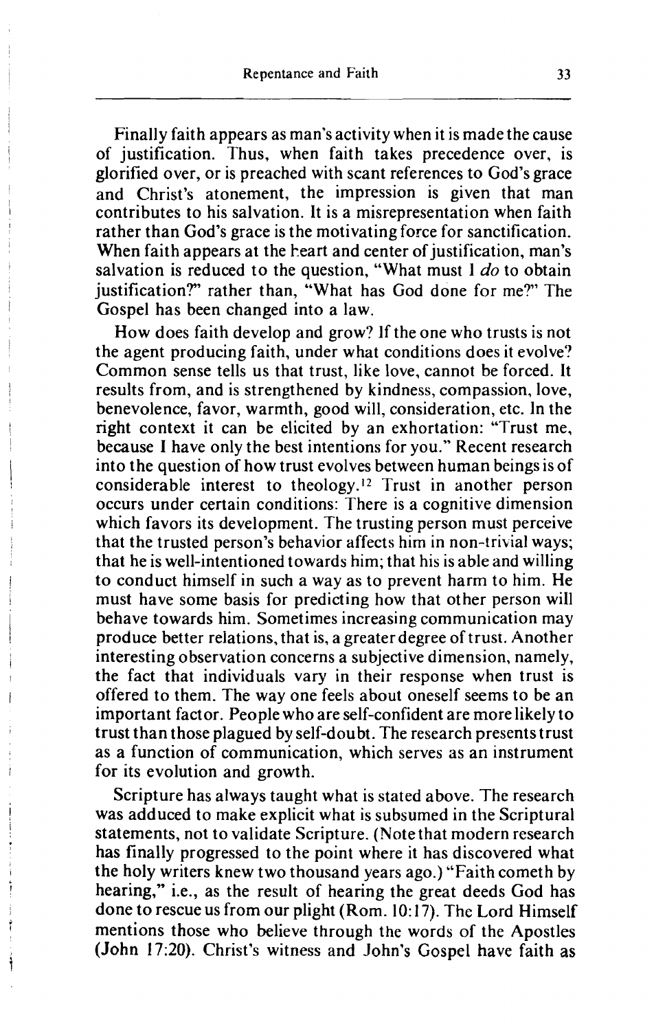Finally faith appears as man's activity when it is made the cause of justification. Thus, when faith takes precedence over, is glorified over, or is preached with scant references to God's grace and Christ's atonement, the impression is given that man contributes to his salvation. It is a misrepresentation when faith rather than God's grace is the motivating force for sanctification. When faith appears at the heart and center of justification, man's salvation is reduced to the question, "What must I *do* to obtain justification?" rather than, "What has God done for me?" The Gospel has been changed into a law.

How does faith develop and grow? If the one who trusts is not the agent producing faith, under what conditions does it evolve? Common sense tells us that trust, like love, cannot be forced. It results from, and is strengthened by kindness, compassion, love, benevolence, favor, warmth, good will, consideration, etc. In the right context it can be elicited by an exhortation: "Trust me, because I have only the best intentions for you." Recent research into the question of how trust evolves between human beings is of considerable interest to theology.[12] Trust in another person occurs under certain conditions: There is a cognitive dimension which favors its development. The trusting person must perceive that the trusted person's behavior affects him in non-trivial ways; that he is well-intentioned towards him; that his is able and willing to conduct himself in such a way as to prevent harm to him. He must have some basis for predicting how that other person will behave towards him. Sometimes increasing communication may produce better relations, that is, a greater degree of trust. Another interesting observation concerns a subjective dimension, namely, the fact that individuals vary in their response when trust is offered to them. The way one feels about oneself seems to be an important factor. People who are self-confident are more likely to trust than those plagued by self-doubt. The research presents trust as a function of communication, which serves as an instrument for its evolution and growth.

Scripture has always taught what is stated above. The research was adduced to make explicit what is subsumed in the Scriptural statements, not to validate Scripture. (Note that modern research has finally progressed to the point where it has discovered what the holy writers knew two thousand years ago.) "Faith cometh by hearing," i.e., as the result of hearing the great deeds God has done to rescue us from our plight (Rom. 10:17). The Lord Himself mentions those who believe through the words of the Apostles (John 17:20). Christ's witness and John's Gospel have faith as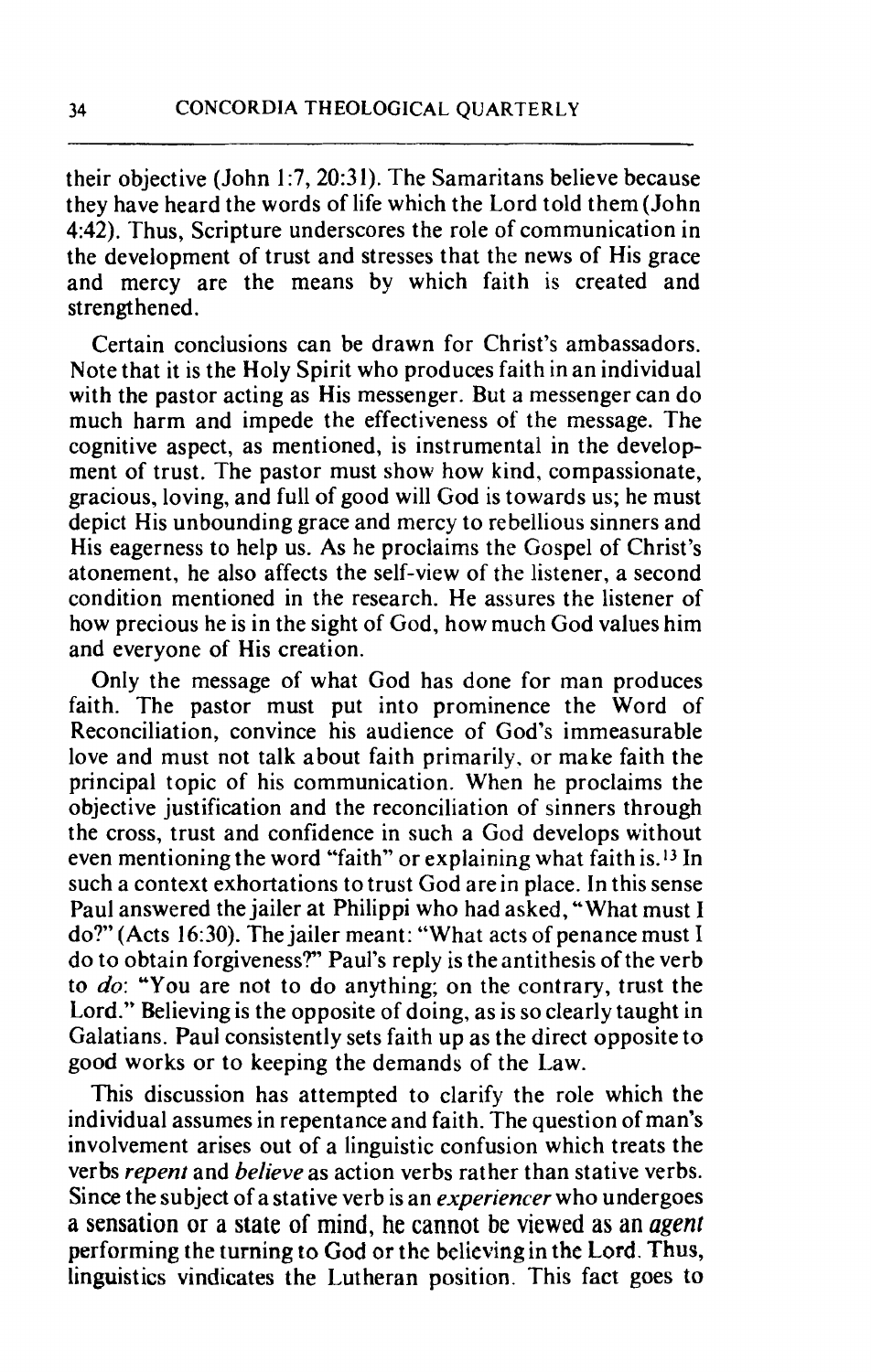their objective (John 1:7, 20:31). The Samaritans believe because they have heard the words of life which the Lord told them (John 4:42). Thus, Scripture underscores the role of communication in the development of trust and stresses that the news of His grace and mercy are the means by which faith is created and strengthened.

Certain conclusions can be drawn for Christ's ambassadors. Note that it is the Holy Spirit who produces faith in an individual with the pastor acting as His messenger. But a messenger can do much harm and impede the effectiveness of the message. The cognitive aspect, as mentioned, is instrumental in the development of trust. The pastor must show how kind, compassionate, gracious, loving, and full of good will God is towards us; he must depict His unbounding grace and mercy to rebellious sinners and His eagerness to help us. As he proclaims the Gospel of Christ's atonement, he also affects the self-view of the listener, a second condition mentioned in the research. He assures the listener of how precious he is in the sight of God, how much God values him and everyone of His creation.

Only the message of what God has done for man produces faith. The pastor must put into prominence the Word of Reconciliation, convince his audience of God's immeasurable love and must not talk about faith primarily, or make faith the principal topic of his communication. When he proclaims the objective justification and the reconciliation of sinners through the cross, trust and confidence in such a God develops without even mentioning the word "faith" or explaining what faith is.[13] In such a context exhortations to trust God are in place. In this sense Paul answered the jailer at Philippi who had asked, "What must I do?" (Acts 16:30). The jailer meant: "What acts of penance must I do to obtain forgiveness?" Paul's reply is the antithesis of the verb to *do*: "You are not to do anything; on the contrary, trust the Lord." Believing is the opposite of doing, as is so clearly taught in Galatians. Paul consistently sets faith up as the direct opposite to good works or to keeping the demands of the Law.

This discussion has attempted to clarify the role which the individual assumes in repentance and faith. The question of man's involvement arises out of a linguistic confusion which treats the verbs *repent* and *believe* as action verbs rather than stative verbs. Since the subject of a stative verb is an *experiencer* who undergoes a sensation or a state of mind, he cannot be viewed as an *agent* performing the turning to God or the believing in the Lord. Thus, linguistics vindicates the Lutheran position. This fact goes to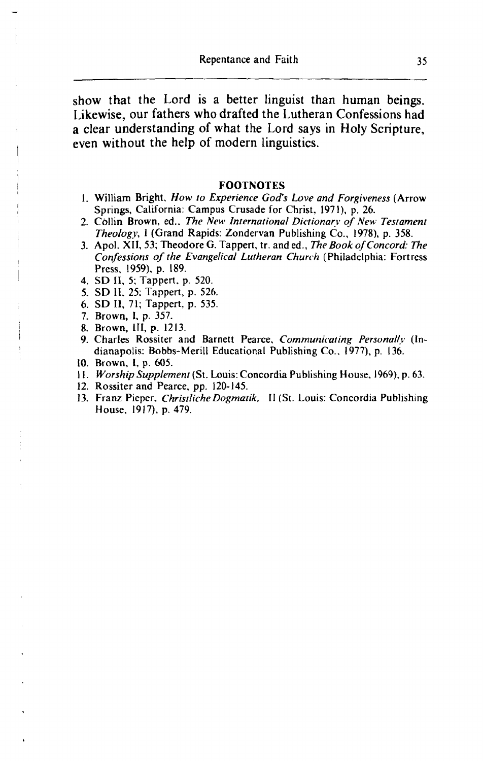show that the Lord is a better linguist than human beings. Likewise, our fathers who drafted the Lutheran Confessions had a clear understanding of what the Lord says in Holy Scripture, even without the help of modern linguistics.

## FOOTNOTES

1. William Bright, *How to Experience God's Love and Forgiveness* (Arrow Springs, California: Campus Crusade for Christ, 1971), p. 26.
2. Cöllin Brown, ed., *The New International Dictionary of New Testament Theology*, I (Grand Rapids: Zondervan Publishing Co., 1978), p. 358.
3. Apol. XII, 53; Theodore G. Tappert, tr. and ed., *The Book of Concord: The Confessions of the Evangelical Lutheran Church* (Philadelphia: Fortress Press, 1959), p. 189.
4. SD II, 5; Tappert, p. 520.
5. SD II, 25; Tappert, p. 526.
6. SD II, 71; Tappert, p. 535.
7. Brown, I, p. 357.
8. Brown, III, p. 1213.
9. Charles Rossiter and Barnett Pearce, *Communicating Personally* (Indianapolis: Bobbs-Merill Educational Publishing Co., 1977), p. 136.
10. Brown, I, p. 605.
11. *Worship Supplement* (St. Louis: Concordia Publishing House, 1969), p. 63.
12. Rossiter and Pearce, pp. 120-145.
13. Franz Pieper, *Christliche Dogmatik*, II (St. Louis: Concordia Publishing House, 1917), p. 479.